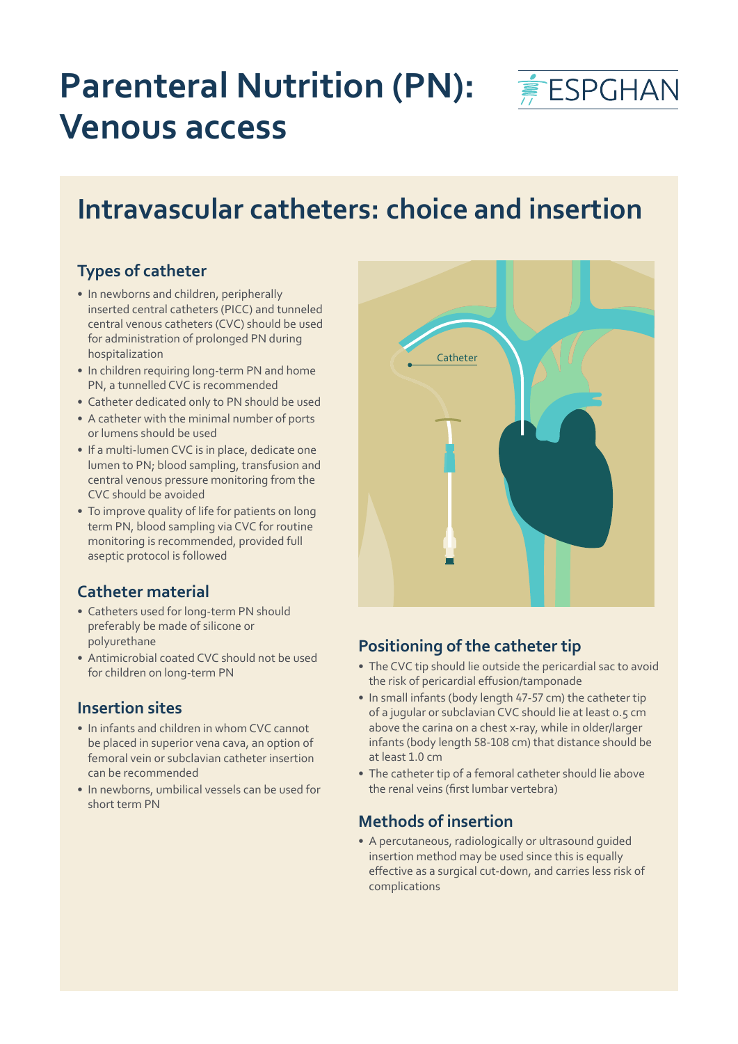# Parenteral Nutrition (PN): Venous access

## Intravascular catheters: choice and insertion

### Types of catheter

- In newborns and children, peripherally inserted central catheters (PICC) and tunneled central venous catheters (CVC) should be used for administration of prolonged PN during hospitalization
- In children requiring long-term PN and home PN, a tunnelled CVC is recommended
- Catheter dedicated only to PN should be used
- A catheter with the minimal number of ports or lumens should be used
- If a multi-lumen CVC is in place, dedicate one lumen to PN; blood sampling, transfusion and central venous pressure monitoring from the CVC should be avoided
- To improve quality of life for patients on long term PN, blood sampling via CVC for routine monitoring is recommended, provided full aseptic protocol is followed

### Catheter material

- Catheters used for long-term PN should preferably be made of silicone or polyurethane
- Antimicrobial coated CVC should not be used for children on long-term PN

### Insertion sites

- In infants and children in whom CVC cannot be placed in superior vena cava, an option of femoral vein or subclavian catheter insertion can be recommended
- In newborns, umbilical vessels can be used for short term PN

### Positioning of the catheter tip

- The CVC tip should lie outside the pericardial sac to avoid the risk of pericardial effusion/tamponade
- In small infants (body length 47-57 cm) the catheter tip of a jugular or subclavian CVC should lie at least 0.5 cm above the carina on a chest x-ray, while in older/larger infants (body length 58-108 cm) that distance should be at least 1.0 cm
- The catheter tip of a femoral catheter should lie above the renal veins (first lumbar vertebra)

### Methods of insertion

- A percutaneous, radiologically or ultrasound guided insertion method may be used since this is equally effective as a surgical cut-down, and carries less risk of complications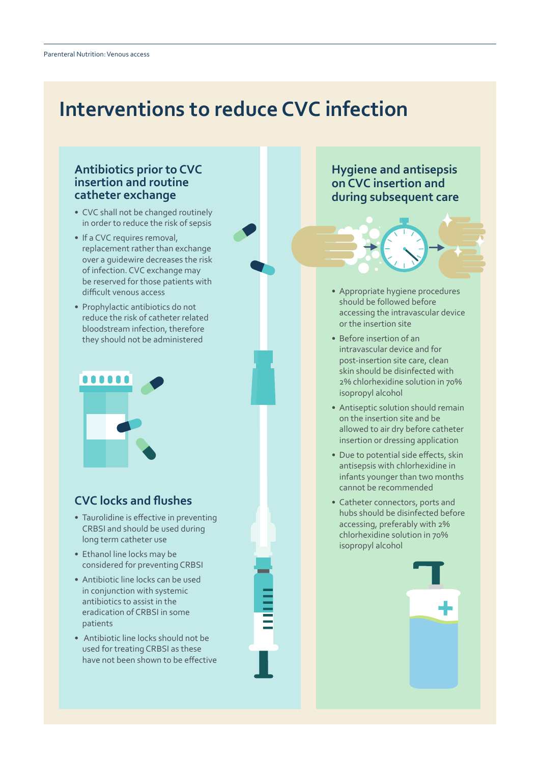# Interventions to reduce CVC infection

## Antibiotics prior to CVC insertion and routine catheter exchange

- CVC shall not be changed routinely in order to reduce the risk of sepsis
- If a CVC requires removal, replacement rather than exchange over a guidewire decreases the risk of infection. CVC exchange may be reserved for those patients with difficult venous access
- Prophylactic antibiotics do not reduce the risk of catheter related bloodstream infection, therefore they should not be administered

## CVC locks and flushes

- Taurolidine is effective in preventing CRBSI and should be used during long term catheter use
- Ethanol line locks may be considered for preventing CRBSI
- Antibiotic line locks can be used in conjunction with systemic antibiotics to assist in the eradication of CRBSI in some patients
- Antibiotic line locks should not be used for treating CRBSI as these have not been shown to be effective

## Hygiene and antisepsis on CVC insertion and during subsequent care

- Appropriate hygiene procedures should be followed before accessing the intravascular device or the insertion site
- Before insertion of an intravascular device and for post-insertion site care, clean skin should be disinfected with 2% chlorhexidine solution in 70% isopropyl alcohol
- Antiseptic solution should remain on the insertion site and be allowed to air dry before catheter insertion or dressing application
- Due to potential side effects, skin antisepsis with chlorhexidine in infants younger than two months cannot be recommended
- Catheter connectors, ports and hubs should be disinfected before accessing, preferably with 2% chlorhexidine solution in 70% isopropyl alcohol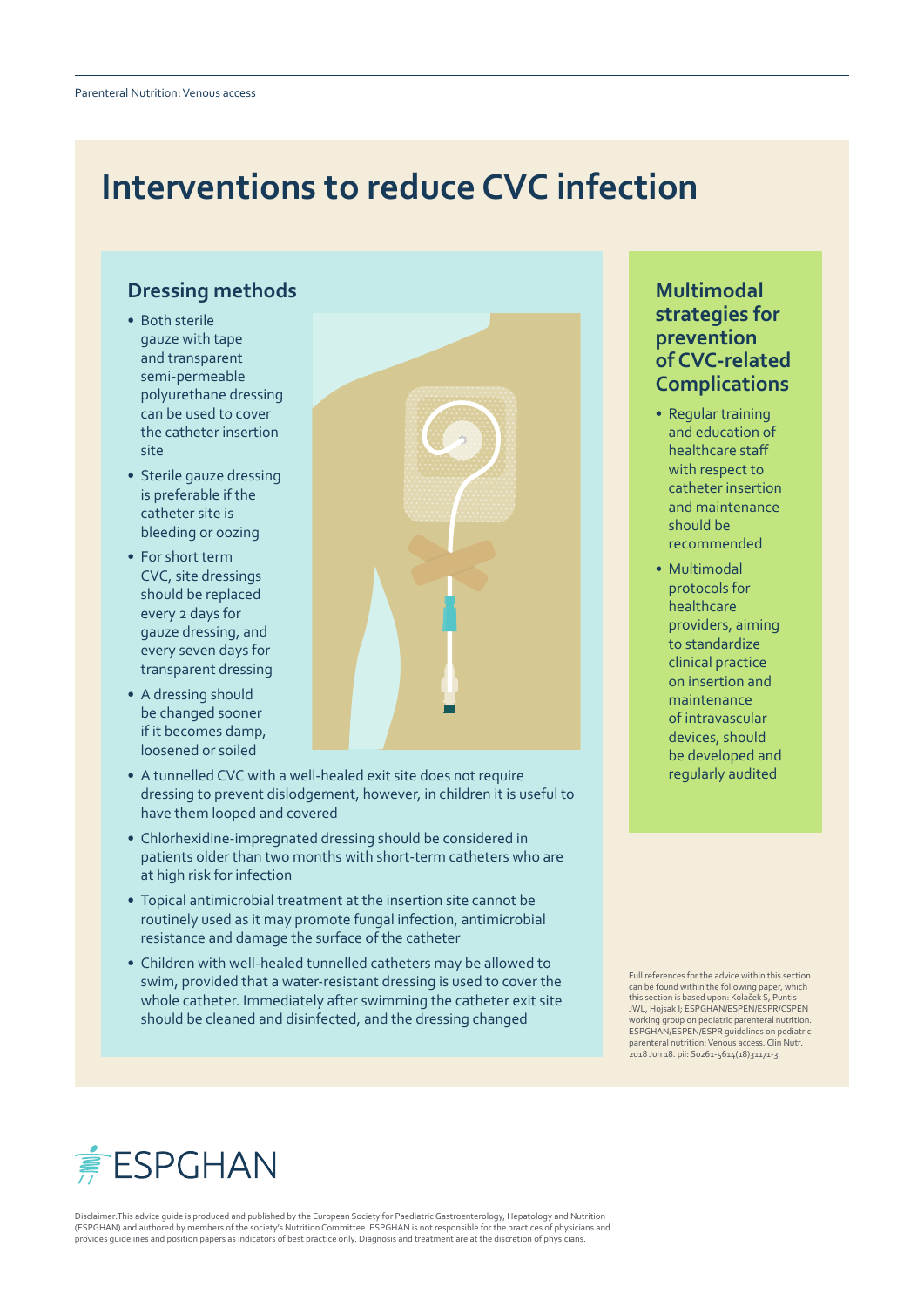# Interventions to reduce CVC infection

## Dressing methods

- Both sterile gauze with tape and transparent semi-permeable polyurethane dressing can be used to cover the catheter insertion site
- Sterile gauze dressing is preferable if the catheter site is bleeding or oozing
- For short term CVC, site dressings should be replaced every 2 days for gauze dressing, and every seven days for transparent dressing
- A dressing should be changed sooner if it becomes damp, loosened or soiled
- A tunnelled CVC with a well-healed exit site does not require dressing to prevent dislodgement, however, in children it is useful to have them looped and covered
- Chlorhexidine-impregnated dressing should be considered in patients older than two months with short-term catheters who are at high risk for infection
- Topical antimicrobial treatment at the insertion site cannot be routinely used as it may promote fungal infection, antimicrobial resistance and damage the surface of the catheter
- Children with well-healed tunnelled catheters may be allowed to swim, provided that a water-resistant dressing is used to cover the whole catheter. Immediately after swimming the catheter exit site should be cleaned and disinfected, and the dressing changed

## Multimodal strategies for prevention of CVC-related Complications

- Regular training and education of healthcare staff with respect to catheter insertion and maintenance should be recommended
- Multimodal protocols for healthcare providers, aiming to standardize clinical practice on insertion and maintenance of intravascular devices, should be developed and regularly audited

Full references for the advice within this section can be found within the following paper, which this section is based upon: Kolaček S, Puntis JWL, Hojsak I; ESPGHAN/ESPEN/ESPR/CSPEN working group on pediatric parenteral nutrition. ESPGHAN/ESPEN/ESPR/CSPEN guidelines on pediatric parenteral nutrition: Venous access. Clin Nutr. 2018 Jun 18. pii: S0261-5614(18)31171-3.

ESPGHAN

Disclaimer:This advice guide is produced and published by the European Society for Paediatric Gastroenterology, Hepatology and Nutrition (ESPGHAN) and authored by members of the society's Nutrition Committee. ESPGHAN is not responsible for the practices of physicians and provides guidelines and position papers as indicators of best practice only. Diagnosis and treatment are at the discretion of physicians.